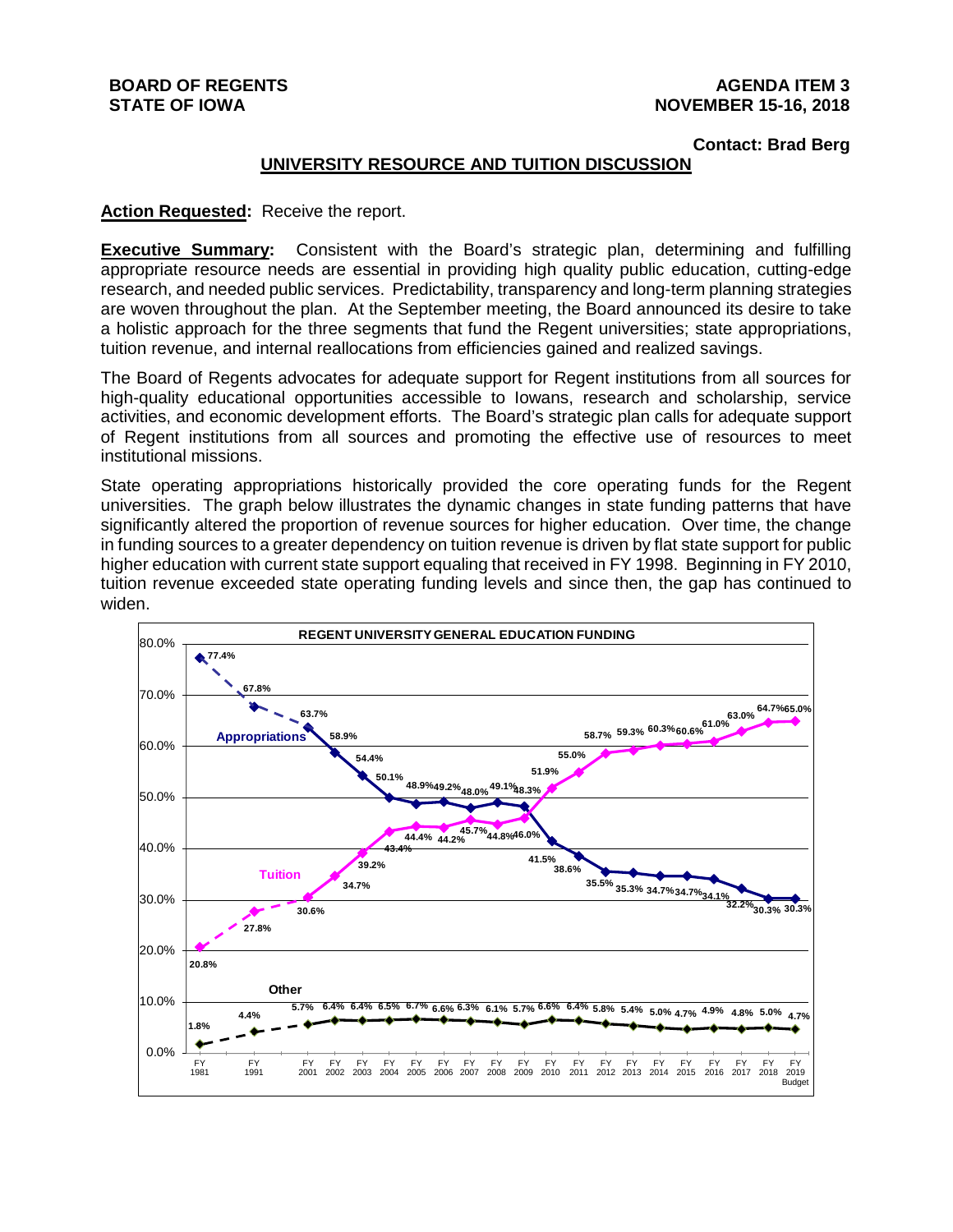**BOARD OF REGENTS**
**STATE OF IOWA**

**AGENDA ITEM 3**
**NOVEMBER 15-16, 2018**

**Contact: Brad Berg**

## UNIVERSITY RESOURCE AND TUITION DISCUSSION

**Action Requested:** Receive the report.

**Executive Summary:** Consistent with the Board's strategic plan, determining and fulfilling appropriate resource needs are essential in providing high quality public education, cutting-edge research, and needed public services. Predictability, transparency and long-term planning strategies are woven throughout the plan. At the September meeting, the Board announced its desire to take a holistic approach for the three segments that fund the Regent universities; state appropriations, tuition revenue, and internal reallocations from efficiencies gained and realized savings.

The Board of Regents advocates for adequate support for Regent institutions from all sources for high-quality educational opportunities accessible to Iowans, research and scholarship, service activities, and economic development efforts. The Board's strategic plan calls for adequate support of Regent institutions from all sources and promoting the effective use of resources to meet institutional missions.

State operating appropriations historically provided the core operating funds for the Regent universities. The graph below illustrates the dynamic changes in state funding patterns that have significantly altered the proportion of revenue sources for higher education. Over time, the change in funding sources to a greater dependency on tuition revenue is driven by flat state support for public higher education with current state support equaling that received in FY 1998. Beginning in FY 2010, tuition revenue exceeded state operating funding levels and since then, the gap has continued to widen.

**REGENT UNIVERSITY GENERAL EDUCATION FUNDING**

| Fiscal Year | Appropriations | Tuition | Other |
|---|---|---|---|
| FY 1981 | 77.4% | 20.8% | 1.8% |
| FY 1991 | 67.8% | 27.8% | 4.4% |
| FY 2001 | 63.7% | 30.6% | 5.7% |
| FY 2002 | 58.9% | 34.7% | 6.4% |
| FY 2003 | 54.4% | 39.2% | 6.4% |
| FY 2004 | 50.1% | 43.4% | 6.5% |
| FY 2005 | 48.9% | 44.4% | 6.7% |
| FY 2006 | 49.2% | 44.2% | 6.6% |
| FY 2007 | 48.0% | 45.7% | 6.3% |
| FY 2008 | 49.1% | 44.8% | 6.1% |
| FY 2009 | 48.3% | 46.0% | 5.7% |
| FY 2010 | 41.5% | 51.9% | 6.6% |
| FY 2011 | 38.6% | 55.0% | 6.4% |
| FY 2012 | 35.5% | 58.7% | 5.8% |
| FY 2013 | 35.3% | 59.3% | 5.4% |
| FY 2014 | 34.7% | 60.3% | 5.0% |
| FY 2015 | 34.7% | 60.6% | 4.7% |
| FY 2016 | 34.1% | 61.0% | 4.9% |
| FY 2017 | 32.2% | 63.0% | 4.8% |
| FY 2018 | 30.3% | 64.7% | 5.0% |
| FY 2019 Budget | 30.3% | 65.0% | 4.7% |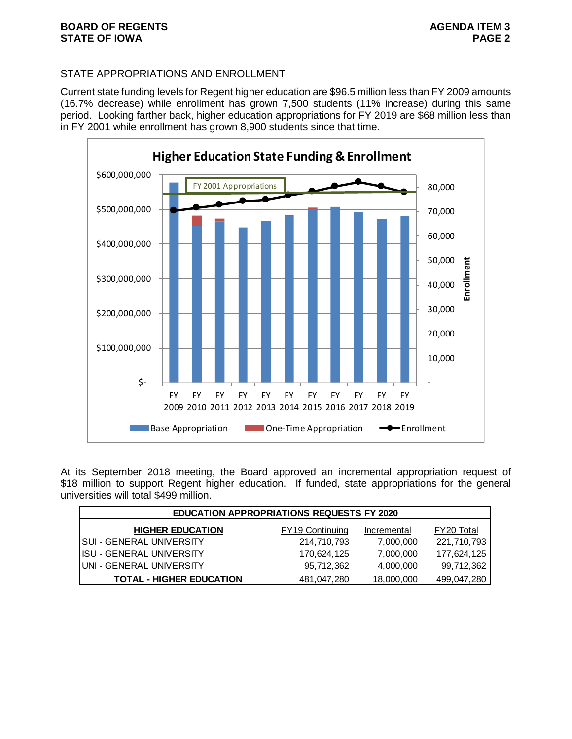## STATE APPROPRIATIONS AND ENROLLMENT

Current state funding levels for Regent higher education are $96.5 million less than FY 2009 amounts (16.7% decrease) while enrollment has grown 7,500 students (11% increase) during this same period. Looking farther back, higher education appropriations for FY 2019 are $68 million less than in FY 2001 while enrollment has grown 8,900 students since that time.

At its September 2018 meeting, the Board approved an incremental appropriation request of $18 million to support Regent higher education. If funded, state appropriations for the general universities will total $499 million.

| EDUCATION APPROPRIATIONS REQUESTS FY 2020 | | | |
|---|---|---|---|
| **HIGHER EDUCATION** | FY19 Continuing | Incremental | FY20 Total |
| SUI - GENERAL UNIVERSITY | 214,710,793 | 7,000,000 | 221,710,793 |
| ISU - GENERAL UNIVERSITY | 170,624,125 | 7,000,000 | 177,624,125 |
| UNI - GENERAL UNIVERSITY | 95,712,362 | 4,000,000 | 99,712,362 |
| **TOTAL - HIGHER EDUCATION** | 481,047,280 | 18,000,000 | 499,047,280 |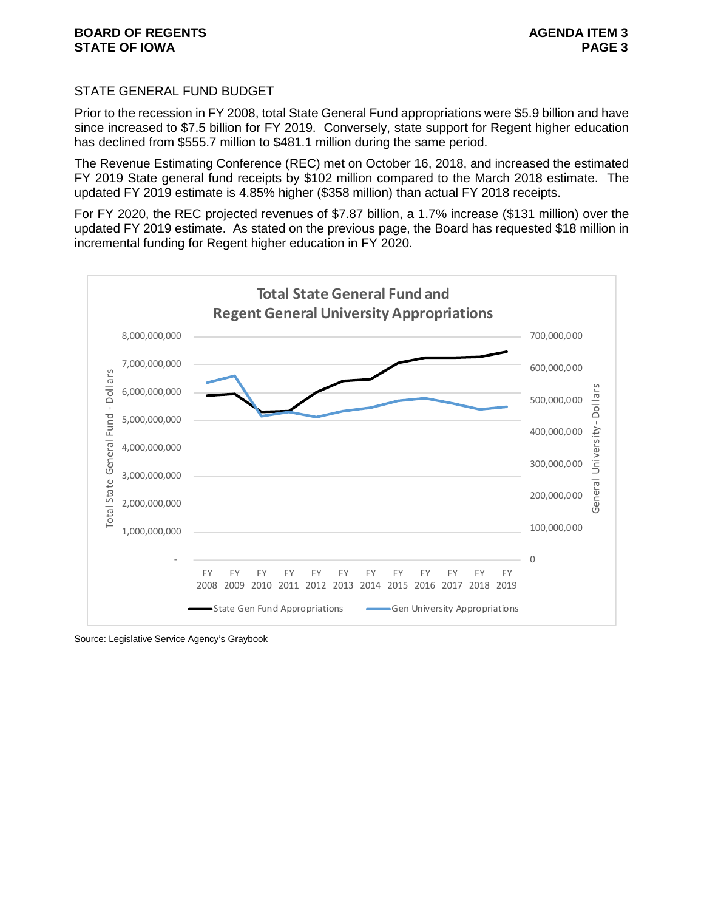## STATE GENERAL FUND BUDGET

Prior to the recession in FY 2008, total State General Fund appropriations were $5.9 billion and have since increased to $7.5 billion for FY 2019. Conversely, state support for Regent higher education has declined from $555.7 million to $481.1 million during the same period.

The Revenue Estimating Conference (REC) met on October 16, 2018, and increased the estimated FY 2019 State general fund receipts by $102 million compared to the March 2018 estimate. The updated FY 2019 estimate is 4.85% higher ($358 million) than actual FY 2018 receipts.

For FY 2020, the REC projected revenues of $7.87 billion, a 1.7% increase ($131 million) over the updated FY 2019 estimate. As stated on the previous page, the Board has requested $18 million in incremental funding for Regent higher education in FY 2020.

Source: Legislative Service Agency's Graybook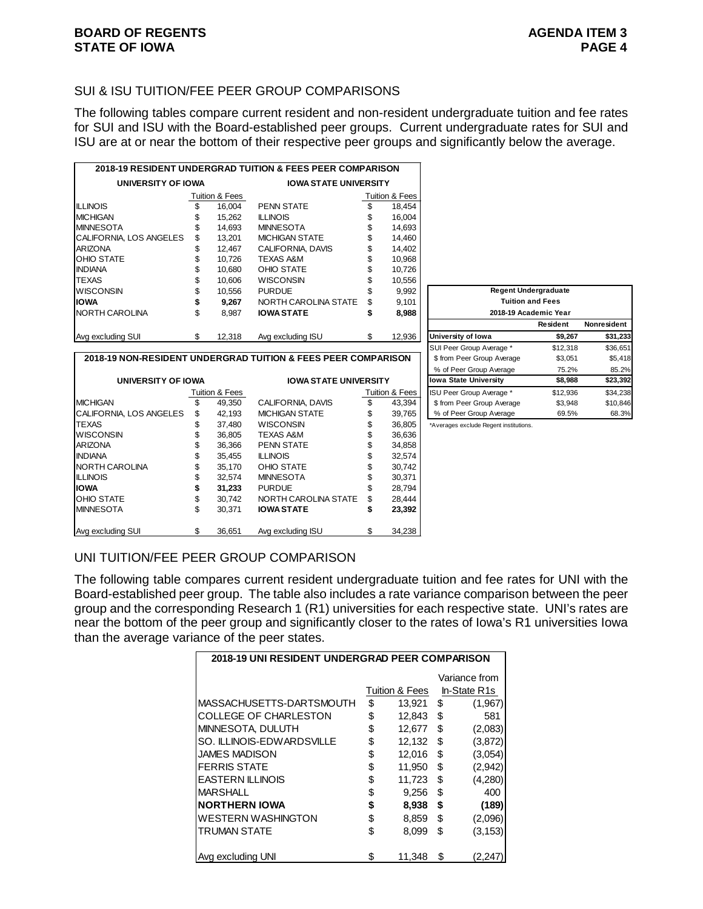## SUI & ISU TUITION/FEE PEER GROUP COMPARISONS

The following tables compare current resident and non-resident undergraduate tuition and fee rates for SUI and ISU with the Board-established peer groups. Current undergraduate rates for SUI and ISU are at or near the bottom of their respective peer groups and significantly below the average.

**2018-19 RESIDENT UNDERGRAD TUITION & FEES PEER COMPARISON**

| UNIVERSITY OF IOWA | Tuition & Fees | IOWA STATE UNIVERSITY | Tuition & Fees |
|---|---|---|---|
| ILLINOIS | $ 16,004 | PENN STATE | $ 18,454 |
| MICHIGAN | $ 15,262 | ILLINOIS | $ 16,004 |
| MINNESOTA | $ 14,693 | MINNESOTA | $ 14,693 |
| CALIFORNIA, LOS ANGELES | $ 13,201 | MICHIGAN STATE | $ 14,460 |
| ARIZONA | $ 12,467 | CALIFORNIA, DAVIS | $ 14,402 |
| OHIO STATE | $ 10,726 | TEXAS A&M | $ 10,968 |
| INDIANA | $ 10,680 | OHIO STATE | $ 10,726 |
| TEXAS | $ 10,606 | WISCONSIN | $ 10,556 |
| WISCONSIN | $ 10,556 | PURDUE | $ 9,992 |
| **IOWA** | **$ 9,267** | NORTH CAROLINA STATE | $ 9,101 |
| NORTH CAROLINA | $ 8,987 | **IOWA STATE** | **$ 8,988** |
| Avg excluding SUI | $ 12,318 | Avg excluding ISU | $ 12,936 |

**2018-19 NON-RESIDENT UNDERGRAD TUITION & FEES PEER COMPARISON**

| UNIVERSITY OF IOWA | Tuition & Fees | IOWA STATE UNIVERSITY | Tuition & Fees |
|---|---|---|---|
| MICHIGAN | $ 49,350 | CALIFORNIA, DAVIS | $ 43,394 |
| CALIFORNIA, LOS ANGELES | $ 42,193 | MICHIGAN STATE | $ 39,765 |
| TEXAS | $ 37,480 | WISCONSIN | $ 36,805 |
| WISCONSIN | $ 36,805 | TEXAS A&M | $ 36,636 |
| ARIZONA | $ 36,366 | PENN STATE | $ 34,858 |
| INDIANA | $ 35,455 | ILLINOIS | $ 32,574 |
| NORTH CAROLINA | $ 35,170 | OHIO STATE | $ 30,742 |
| ILLINOIS | $ 32,574 | MINNESOTA | $ 30,371 |
| **IOWA** | **$ 31,233** | PURDUE | $ 28,794 |
| OHIO STATE | $ 30,742 | NORTH CAROLINA STATE | $ 28,444 |
| MINNESOTA | $ 30,371 | **IOWA STATE** | **$ 23,392** |
| Avg excluding SUI | $ 36,651 | Avg excluding ISU | $ 34,238 |

**Regent Undergraduate Tuition and Fees 2018-19 Academic Year**

| | Resident | Nonresident |
|---|---|---|
| **University of Iowa** | **$9,267** | **$31,233** |
| SUI Peer Group Average * | $12,318 | $36,651 |
| $ from Peer Group Average | $3,051 | $5,418 |
| % of Peer Group Average | 75.2% | 85.2% |
| **Iowa State University** | **$8,988** | **$23,392** |
| ISU Peer Group Average * | $12,936 | $34,238 |
| $ from Peer Group Average | $3,948 | $10,846 |
| % of Peer Group Average | 69.5% | 68.3% |

*Averages exclude Regent institutions.

## UNI TUITION/FEE PEER GROUP COMPARISON

The following table compares current resident undergraduate tuition and fee rates for UNI with the Board-established peer group. The table also includes a rate variance comparison between the peer group and the corresponding Research 1 (R1) universities for each respective state. UNI's rates are near the bottom of the peer group and significantly closer to the rates of Iowa's R1 universities Iowa than the average variance of the peer states.

**2018-19 UNI RESIDENT UNDERGRAD PEER COMPARISON**

| | Tuition & Fees | Variance from In-State R1s |
|---|---|---|
| MASSACHUSETTS-DARTSMOUTH | $ 13,921 | $ (1,967) |
| COLLEGE OF CHARLESTON | $ 12,843 | $ 581 |
| MINNESOTA, DULUTH | $ 12,677 | $ (2,083) |
| SO. ILLINOIS-EDWARDSVILLE | $ 12,132 | $ (3,872) |
| JAMES MADISON | $ 12,016 | $ (3,054) |
| FERRIS STATE | $ 11,950 | $ (2,942) |
| EASTERN ILLINOIS | $ 11,723 | $ (4,280) |
| MARSHALL | $ 9,256 | $ 400 |
| **NORTHERN IOWA** | **$ 8,938** | **$ (189)** |
| WESTERN WASHINGTON | $ 8,859 | $ (2,096) |
| TRUMAN STATE | $ 8,099 | $ (3,153) |
| Avg excluding UNI | $ 11,348 | $ (2,247) |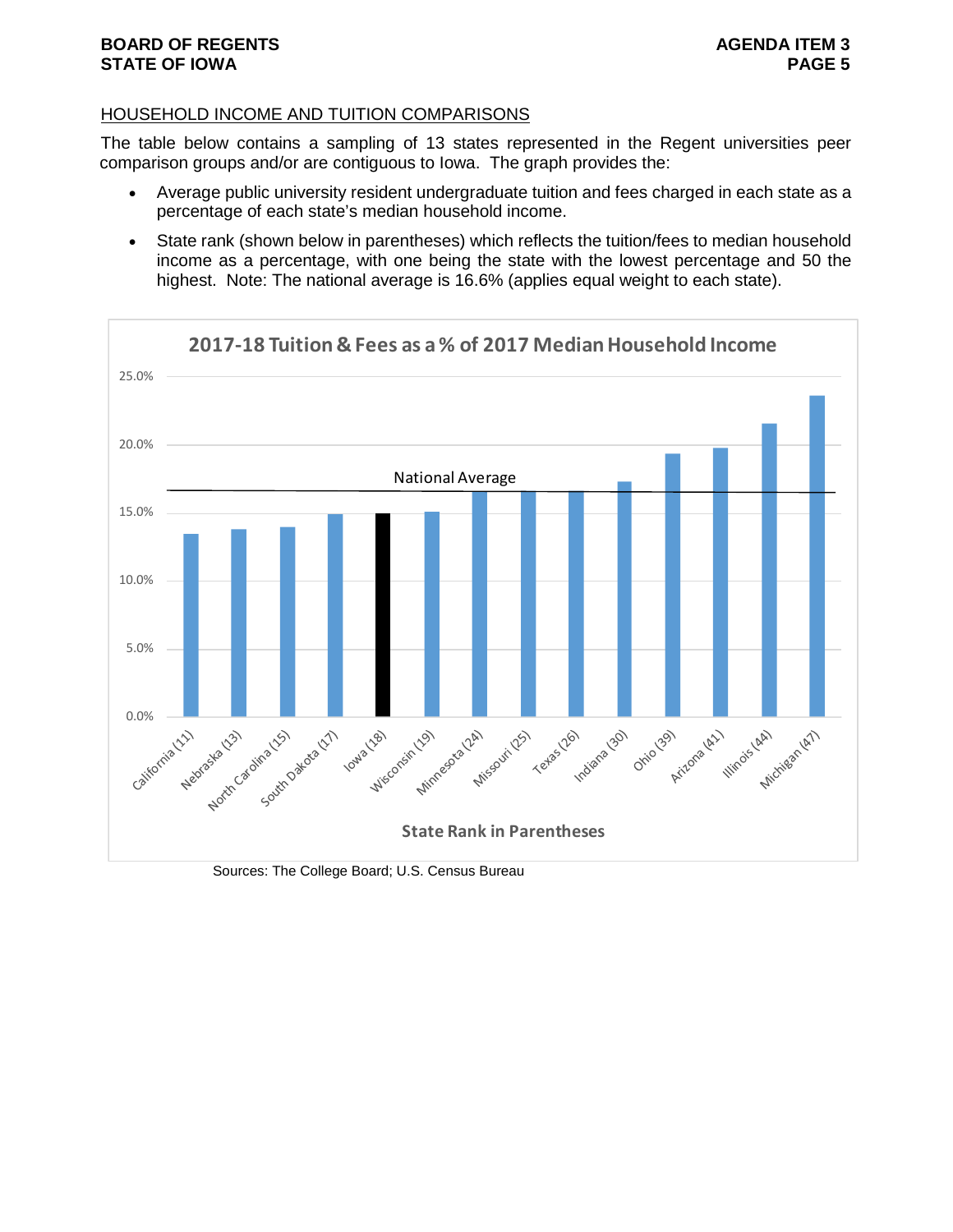## HOUSEHOLD INCOME AND TUITION COMPARISONS

The table below contains a sampling of 13 states represented in the Regent universities peer comparison groups and/or are contiguous to Iowa. The graph provides the:

- Average public university resident undergraduate tuition and fees charged in each state as a percentage of each state's median household income.
- State rank (shown below in parentheses) which reflects the tuition/fees to median household income as a percentage, with one being the state with the lowest percentage and 50 the highest. Note: The national average is 16.6% (applies equal weight to each state).

**2017-18 Tuition & Fees as a % of 2017 Median Household Income**

State Rank in Parentheses

California (11), Nebraska (13), North Carolina (15), South Dakota (17), Iowa (18), Wisconsin (19), Minnesota (24), Missouri (25), Texas (26), Indiana (30), Ohio (39), Arizona (41), Illinois (44), Michigan (47)

National Average

Sources: The College Board; U.S. Census Bureau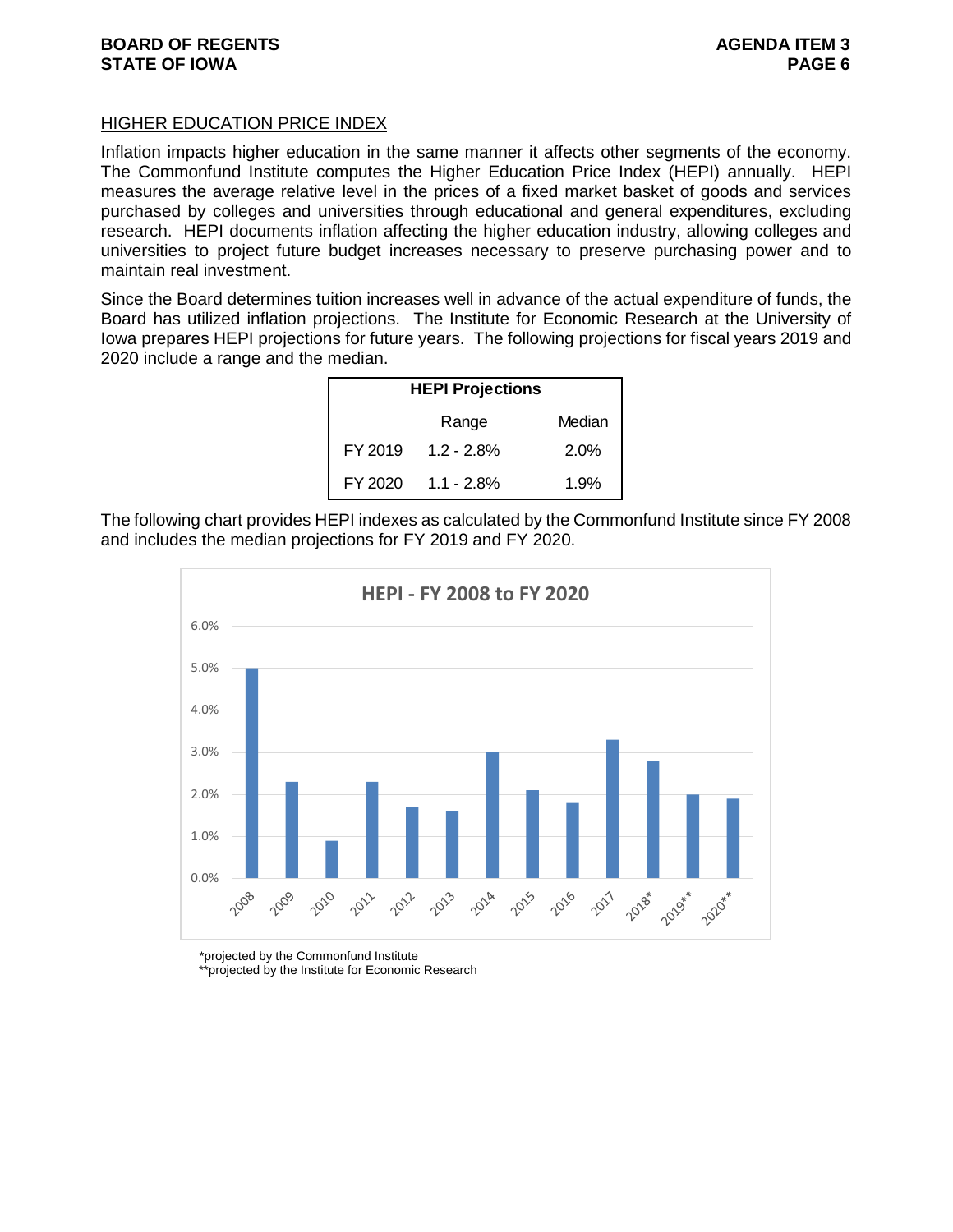## HIGHER EDUCATION PRICE INDEX

Inflation impacts higher education in the same manner it affects other segments of the economy. The Commonfund Institute computes the Higher Education Price Index (HEPI) annually. HEPI measures the average relative level in the prices of a fixed market basket of goods and services purchased by colleges and universities through educational and general expenditures, excluding research. HEPI documents inflation affecting the higher education industry, allowing colleges and universities to project future budget increases necessary to preserve purchasing power and to maintain real investment.

Since the Board determines tuition increases well in advance of the actual expenditure of funds, the Board has utilized inflation projections. The Institute for Economic Research at the University of Iowa prepares HEPI projections for future years. The following projections for fiscal years 2019 and 2020 include a range and the median.

| HEPI Projections | | |
|---|---|---|
| | Range | Median |
| FY 2019 | 1.2 - 2.8% | 2.0% |
| FY 2020 | 1.1 - 2.8% | 1.9% |

The following chart provides HEPI indexes as calculated by the Commonfund Institute since FY 2008 and includes the median projections for FY 2019 and FY 2020.

**HEPI - FY 2008 to FY 2020**

| Year | HEPI |
|---|---|
| 2008 | 5.0% |
| 2009 | 2.3% |
| 2010 | 0.9% |
| 2011 | 2.3% |
| 2012 | 1.7% |
| 2013 | 1.6% |
| 2014 | 3.0% |
| 2015 | 2.1% |
| 2016 | 1.8% |
| 2017 | 3.3% |
| 2018* | 2.8% |
| 2019** | 2.0% |
| 2020** | 1.9% |

*projected by the Commonfund Institute
**projected by the Institute for Economic Research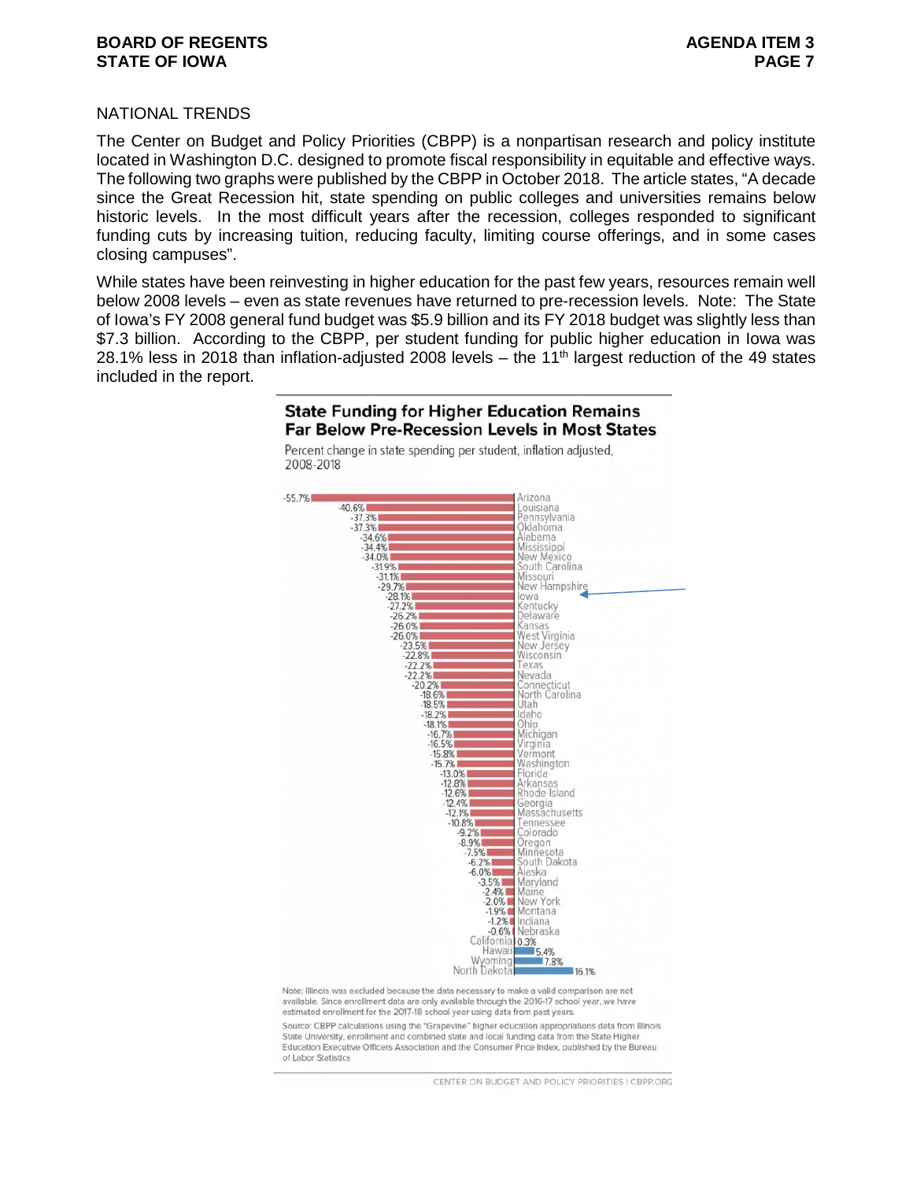## NATIONAL TRENDS

The Center on Budget and Policy Priorities (CBPP) is a nonpartisan research and policy institute located in Washington D.C. designed to promote fiscal responsibility in equitable and effective ways. The following two graphs were published by the CBPP in October 2018. The article states, "A decade since the Great Recession hit, state spending on public colleges and universities remains below historic levels. In the most difficult years after the recession, colleges responded to significant funding cuts by increasing tuition, reducing faculty, limiting course offerings, and in some cases closing campuses".

While states have been reinvesting in higher education for the past few years, resources remain well below 2008 levels – even as state revenues have returned to pre-recession levels. Note: The State of Iowa's FY 2008 general fund budget was \$5.9 billion and its FY 2018 budget was slightly less than \$7.3 billion. According to the CBPP, per student funding for public higher education in Iowa was 28.1% less in 2018 than inflation-adjusted 2008 levels – the 11th largest reduction of the 49 states included in the report.

### State Funding for Higher Education Remains Far Below Pre-Recession Levels in Most States

Percent change in state spending per student, inflation adjusted, 2008-2018

| State | Percent change |
| --- | --- |
| Arizona | -55.7% |
| Louisiana | -40.6% |
| Pennsylvania | -37.3% |
| Oklahoma | -37.3% |
| Alabama | -34.6% |
| Mississippi | -34.4% |
| New Mexico | -34.0% |
| South Carolina | -31.9% |
| Missouri | -31.1% |
| New Hampshire | -29.7% |
| Iowa | -28.1% |
| Kentucky | -27.2% |
| Delaware | -26.2% |
| Kansas | -26.0% |
| West Virginia | -26.0% |
| New Jersey | -23.5% |
| Wisconsin | -22.8% |
| Texas | -22.2% |
| Nevada | -22.2% |
| Connecticut | -20.2% |
| North Carolina | -18.6% |
| Utah | -18.5% |
| Idaho | -18.2% |
| Ohio | -18.1% |
| Michigan | -16.7% |
| Virginia | -16.5% |
| Vermont | -15.8% |
| Washington | -15.7% |
| Florida | -13.0% |
| Arkansas | -12.8% |
| Rhode Island | -12.6% |
| Georgia | -12.4% |
| Massachusetts | -12.1% |
| Tennessee | -10.8% |
| Colorado | -9.2% |
| Oregon | -8.9% |
| Minnesota | -7.5% |
| South Dakota | -6.2% |
| Alaska | -6.0% |
| Maryland | -3.5% |
| Maine | -2.4% |
| New York | -2.0% |
| Montana | -1.9% |
| Indiana | -1.2% |
| Nebraska | -0.6% |
| California | 0.3% |
| Hawaii | 5.4% |
| Wyoming | 7.8% |
| North Dakota | 16.1% |

Note: Illinois was excluded because the data necessary to make a valid comparison are not available. Since enrollment data are only available through the 2016-17 school year, we have estimated enrollment for the 2017-18 school year using data from past years.

Source: CBPP calculations using the "Grapevine" higher education appropriations data from Illinois State University, enrollment and combined state and local funding data from the State Higher Education Executive Officers Association and the Consumer Price Index, published by the Bureau of Labor Statistics

CENTER ON BUDGET AND POLICY PRIORITIES | CBPP.ORG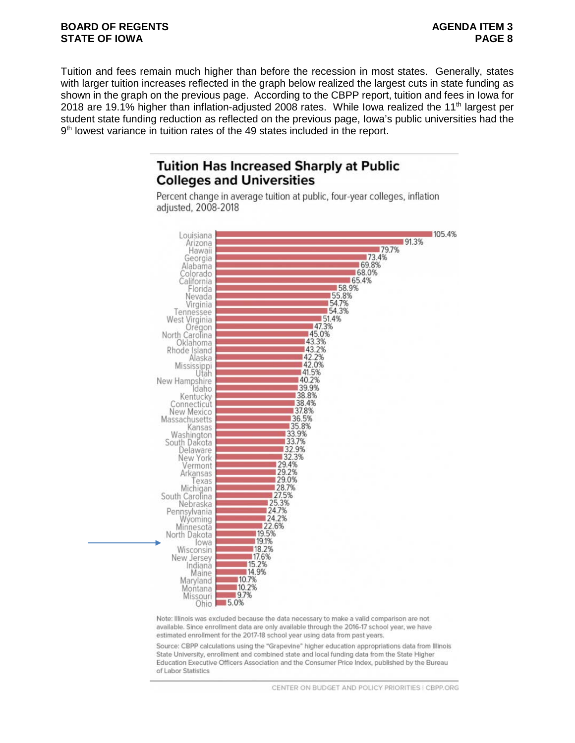Tuition and fees remain much higher than before the recession in most states. Generally, states with larger tuition increases reflected in the graph below realized the largest cuts in state funding as shown in the graph on the previous page. According to the CBPP report, tuition and fees in Iowa for 2018 are 19.1% higher than inflation-adjusted 2008 rates. While Iowa realized the 11th largest per student state funding reduction as reflected on the previous page, Iowa's public universities had the 9th lowest variance in tuition rates of the 49 states included in the report.

## Tuition Has Increased Sharply at Public Colleges and Universities

Percent change in average tuition at public, four-year colleges, inflation adjusted, 2008-2018

| State | Percent change |
|---|---|
| Louisiana | 105.4% |
| Arizona | 91.3% |
| Hawaii | 79.7% |
| Georgia | 73.4% |
| Alabama | 69.8% |
| Colorado | 68.0% |
| California | 65.4% |
| Florida | 58.9% |
| Nevada | 55.8% |
| Virginia | 54.7% |
| Tennessee | 54.3% |
| West Virginia | 51.4% |
| Oregon | 47.3% |
| North Carolina | 45.0% |
| Oklahoma | 43.3% |
| Rhode Island | 43.2% |
| Alaska | 42.2% |
| Mississippi | 42.0% |
| Utah | 41.5% |
| New Hampshire | 40.2% |
| Idaho | 39.9% |
| Kentucky | 38.8% |
| Connecticut | 38.4% |
| New Mexico | 37.8% |
| Massachusetts | 36.5% |
| Kansas | 35.8% |
| Washington | 33.9% |
| South Dakota | 33.7% |
| Delaware | 32.9% |
| New York | 32.3% |
| Vermont | 29.4% |
| Arkansas | 29.2% |
| Texas | 29.0% |
| Michigan | 28.7% |
| South Carolina | 27.5% |
| Nebraska | 25.3% |
| Pennsylvania | 24.7% |
| Wyoming | 24.2% |
| Minnesota | 22.6% |
| North Dakota | 19.5% |
| Iowa | 19.1% |
| Wisconsin | 18.2% |
| New Jersey | 17.6% |
| Indiana | 15.2% |
| Maine | 14.9% |
| Maryland | 10.7% |
| Montana | 10.2% |
| Missouri | 9.7% |
| Ohio | 5.0% |

Note: Illinois was excluded because the data necessary to make a valid comparison are not available. Since enrollment data are only available through the 2016-17 school year, we have estimated enrollment for the 2017-18 school year using data from past years.

Source: CBPP calculations using the "Grapevine" higher education appropriations data from Illinois State University, enrollment and combined state and local funding data from the State Higher Education Executive Officers Association and the Consumer Price Index, published by the Bureau of Labor Statistics

CENTER ON BUDGET AND POLICY PRIORITIES | CBPP.ORG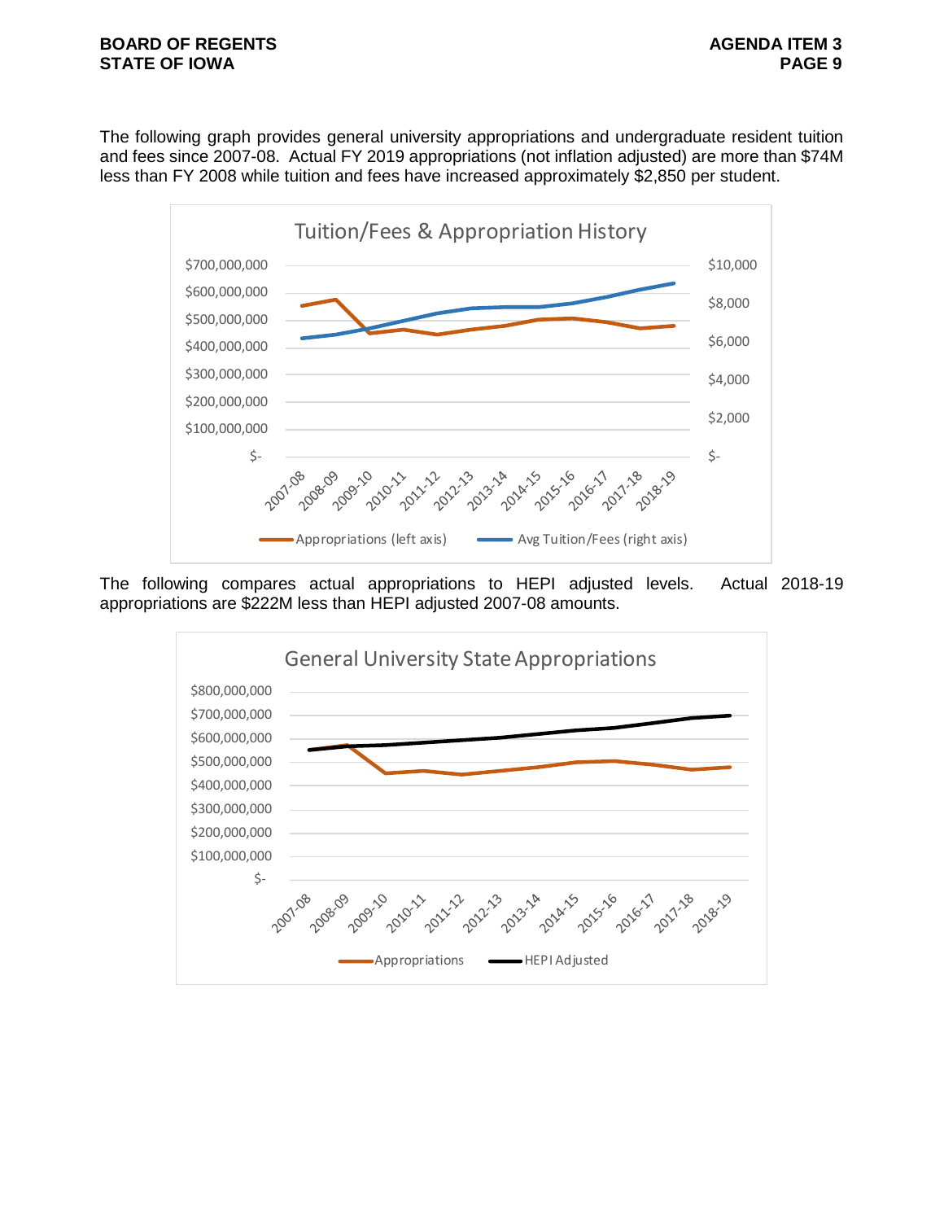The following graph provides general university appropriations and undergraduate resident tuition and fees since 2007-08. Actual FY 2019 appropriations (not inflation adjusted) are more than $74M less than FY 2008 while tuition and fees have increased approximately $2,850 per student.

The following compares actual appropriations to HEPI adjusted levels. Actual 2018-19 appropriations are $222M less than HEPI adjusted 2007-08 amounts.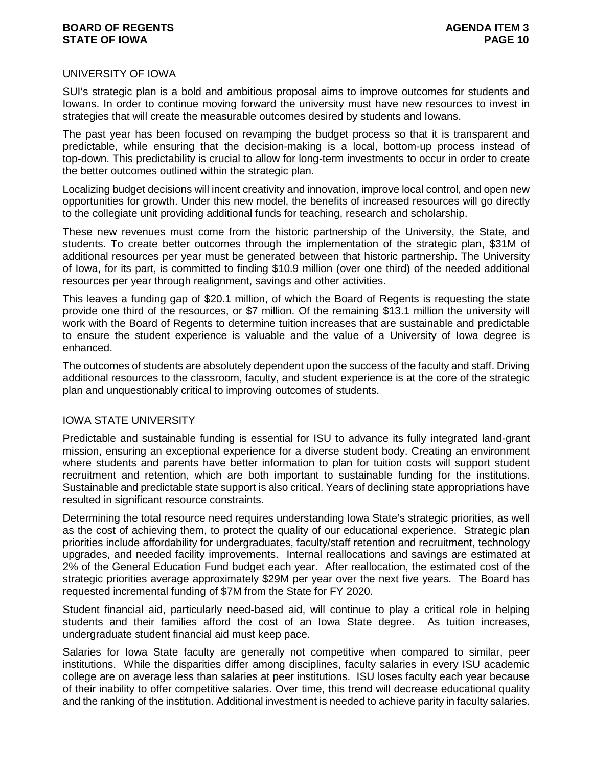## UNIVERSITY OF IOWA

SUI's strategic plan is a bold and ambitious proposal aims to improve outcomes for students and Iowans. In order to continue moving forward the university must have new resources to invest in strategies that will create the measurable outcomes desired by students and Iowans.

The past year has been focused on revamping the budget process so that it is transparent and predictable, while ensuring that the decision-making is a local, bottom-up process instead of top-down. This predictability is crucial to allow for long-term investments to occur in order to create the better outcomes outlined within the strategic plan.

Localizing budget decisions will incent creativity and innovation, improve local control, and open new opportunities for growth. Under this new model, the benefits of increased resources will go directly to the collegiate unit providing additional funds for teaching, research and scholarship.

These new revenues must come from the historic partnership of the University, the State, and students. To create better outcomes through the implementation of the strategic plan, $31M of additional resources per year must be generated between that historic partnership. The University of Iowa, for its part, is committed to finding $10.9 million (over one third) of the needed additional resources per year through realignment, savings and other activities.

This leaves a funding gap of $20.1 million, of which the Board of Regents is requesting the state provide one third of the resources, or $7 million. Of the remaining $13.1 million the university will work with the Board of Regents to determine tuition increases that are sustainable and predictable to ensure the student experience is valuable and the value of a University of Iowa degree is enhanced.

The outcomes of students are absolutely dependent upon the success of the faculty and staff. Driving additional resources to the classroom, faculty, and student experience is at the core of the strategic plan and unquestionably critical to improving outcomes of students.

## IOWA STATE UNIVERSITY

Predictable and sustainable funding is essential for ISU to advance its fully integrated land-grant mission, ensuring an exceptional experience for a diverse student body. Creating an environment where students and parents have better information to plan for tuition costs will support student recruitment and retention, which are both important to sustainable funding for the institutions. Sustainable and predictable state support is also critical. Years of declining state appropriations have resulted in significant resource constraints.

Determining the total resource need requires understanding Iowa State's strategic priorities, as well as the cost of achieving them, to protect the quality of our educational experience. Strategic plan priorities include affordability for undergraduates, faculty/staff retention and recruitment, technology upgrades, and needed facility improvements. Internal reallocations and savings are estimated at 2% of the General Education Fund budget each year. After reallocation, the estimated cost of the strategic priorities average approximately $29M per year over the next five years. The Board has requested incremental funding of $7M from the State for FY 2020.

Student financial aid, particularly need-based aid, will continue to play a critical role in helping students and their families afford the cost of an Iowa State degree. As tuition increases, undergraduate student financial aid must keep pace.

Salaries for Iowa State faculty are generally not competitive when compared to similar, peer institutions. While the disparities differ among disciplines, faculty salaries in every ISU academic college are on average less than salaries at peer institutions. ISU loses faculty each year because of their inability to offer competitive salaries. Over time, this trend will decrease educational quality and the ranking of the institution. Additional investment is needed to achieve parity in faculty salaries.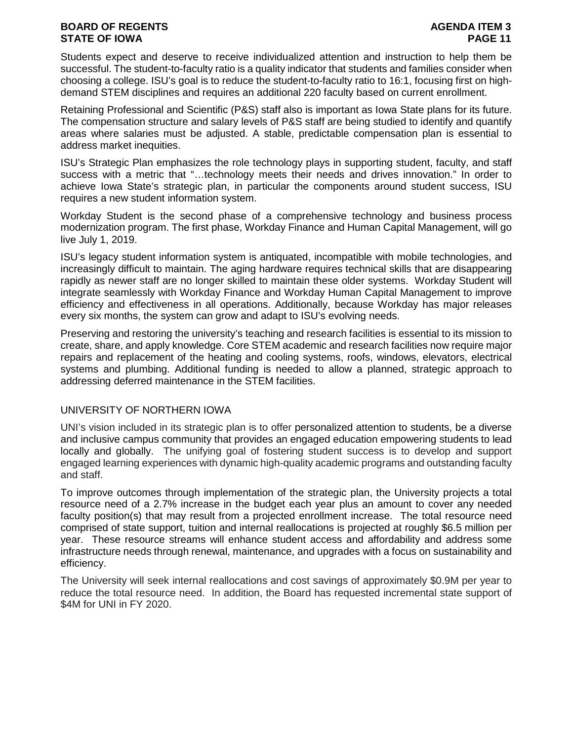Students expect and deserve to receive individualized attention and instruction to help them be successful. The student-to-faculty ratio is a quality indicator that students and families consider when choosing a college. ISU's goal is to reduce the student-to-faculty ratio to 16:1, focusing first on high-demand STEM disciplines and requires an additional 220 faculty based on current enrollment.

Retaining Professional and Scientific (P&S) staff also is important as Iowa State plans for its future. The compensation structure and salary levels of P&S staff are being studied to identify and quantify areas where salaries must be adjusted. A stable, predictable compensation plan is essential to address market inequities.

ISU's Strategic Plan emphasizes the role technology plays in supporting student, faculty, and staff success with a metric that "…technology meets their needs and drives innovation." In order to achieve Iowa State's strategic plan, in particular the components around student success, ISU requires a new student information system.

Workday Student is the second phase of a comprehensive technology and business process modernization program. The first phase, Workday Finance and Human Capital Management, will go live July 1, 2019.

ISU's legacy student information system is antiquated, incompatible with mobile technologies, and increasingly difficult to maintain. The aging hardware requires technical skills that are disappearing rapidly as newer staff are no longer skilled to maintain these older systems. Workday Student will integrate seamlessly with Workday Finance and Workday Human Capital Management to improve efficiency and effectiveness in all operations. Additionally, because Workday has major releases every six months, the system can grow and adapt to ISU's evolving needs.

Preserving and restoring the university's teaching and research facilities is essential to its mission to create, share, and apply knowledge. Core STEM academic and research facilities now require major repairs and replacement of the heating and cooling systems, roofs, windows, elevators, electrical systems and plumbing. Additional funding is needed to allow a planned, strategic approach to addressing deferred maintenance in the STEM facilities.

## UNIVERSITY OF NORTHERN IOWA

UNI's vision included in its strategic plan is to offer personalized attention to students, be a diverse and inclusive campus community that provides an engaged education empowering students to lead locally and globally. The unifying goal of fostering student success is to develop and support engaged learning experiences with dynamic high-quality academic programs and outstanding faculty and staff.

To improve outcomes through implementation of the strategic plan, the University projects a total resource need of a 2.7% increase in the budget each year plus an amount to cover any needed faculty position(s) that may result from a projected enrollment increase. The total resource need comprised of state support, tuition and internal reallocations is projected at roughly $6.5 million per year. These resource streams will enhance student access and affordability and address some infrastructure needs through renewal, maintenance, and upgrades with a focus on sustainability and efficiency.

The University will seek internal reallocations and cost savings of approximately $0.9M per year to reduce the total resource need. In addition, the Board has requested incremental state support of $4M for UNI in FY 2020.